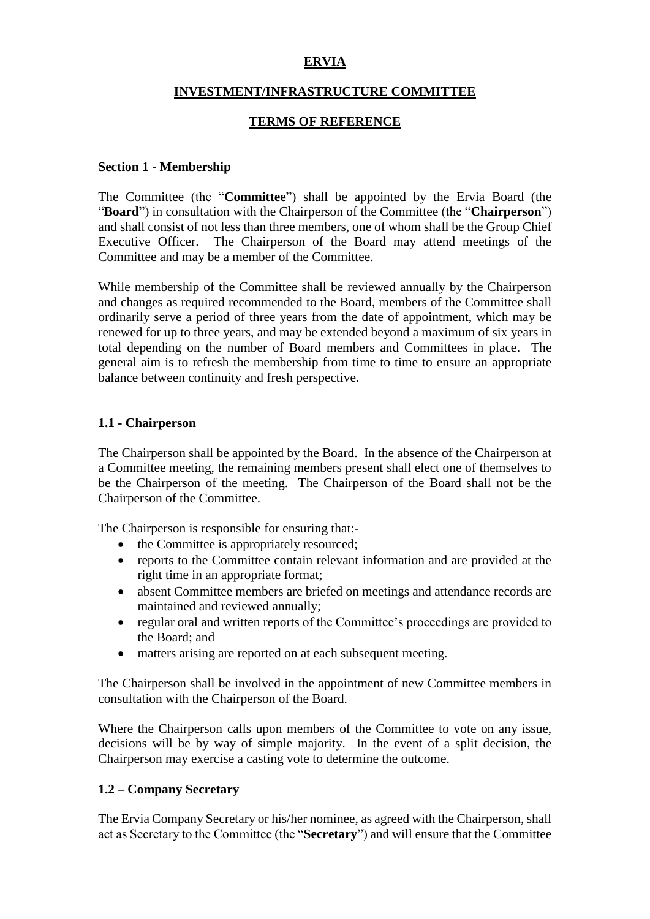# ERVIA

## INVESTMENT/INFRASTRUCTURE COMMITTEE

## TERMS OF REFERENCE

### Section 1 - Membership

The Committee (the "**Committee**") shall be appointed by the Ervia Board (the "**Board**") in consultation with the Chairperson of the Committee (the "**Chairperson**") and shall consist of not less than three members, one of whom shall be the Group Chief Executive Officer. The Chairperson of the Board may attend meetings of the Committee and may be a member of the Committee.

While membership of the Committee shall be reviewed annually by the Chairperson and changes as required recommended to the Board, members of the Committee shall ordinarily serve a period of three years from the date of appointment, which may be renewed for up to three years, and may be extended beyond a maximum of six years in total depending on the number of Board members and Committees in place. The general aim is to refresh the membership from time to time to ensure an appropriate balance between continuity and fresh perspective.

### 1.1 - Chairperson

The Chairperson shall be appointed by the Board. In the absence of the Chairperson at a Committee meeting, the remaining members present shall elect one of themselves to be the Chairperson of the meeting. The Chairperson of the Board shall not be the Chairperson of the Committee.

The Chairperson is responsible for ensuring that:-

- the Committee is appropriately resourced;
- reports to the Committee contain relevant information and are provided at the right time in an appropriate format;
- absent Committee members are briefed on meetings and attendance records are maintained and reviewed annually;
- regular oral and written reports of the Committee's proceedings are provided to the Board; and
- matters arising are reported on at each subsequent meeting.

The Chairperson shall be involved in the appointment of new Committee members in consultation with the Chairperson of the Board.

Where the Chairperson calls upon members of the Committee to vote on any issue, decisions will be by way of simple majority. In the event of a split decision, the Chairperson may exercise a casting vote to determine the outcome.

### 1.2 – Company Secretary

The Ervia Company Secretary or his/her nominee, as agreed with the Chairperson, shall act as Secretary to the Committee (the "**Secretary**") and will ensure that the Committee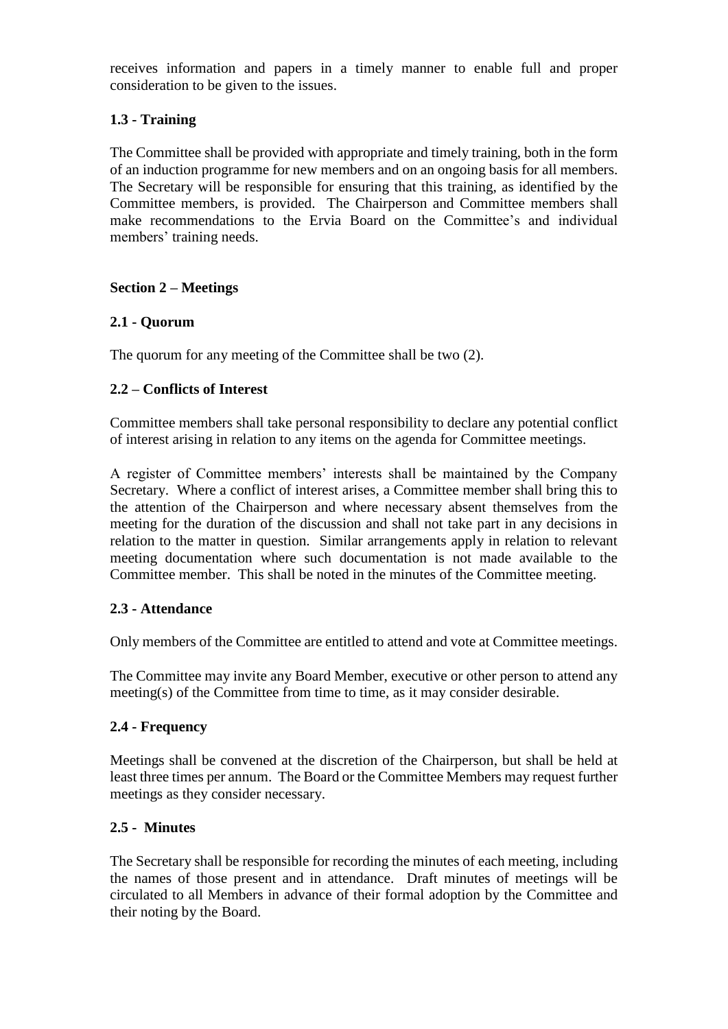receives information and papers in a timely manner to enable full and proper consideration to be given to the issues.

### 1.3 - Training

The Committee shall be provided with appropriate and timely training, both in the form of an induction programme for new members and on an ongoing basis for all members. The Secretary will be responsible for ensuring that this training, as identified by the Committee members, is provided. The Chairperson and Committee members shall make recommendations to the Ervia Board on the Committee's and individual members' training needs.

## Section 2 – Meetings

### 2.1 - Quorum

The quorum for any meeting of the Committee shall be two (2).

### 2.2 – Conflicts of Interest

Committee members shall take personal responsibility to declare any potential conflict of interest arising in relation to any items on the agenda for Committee meetings.

A register of Committee members' interests shall be maintained by the Company Secretary. Where a conflict of interest arises, a Committee member shall bring this to the attention of the Chairperson and where necessary absent themselves from the meeting for the duration of the discussion and shall not take part in any decisions in relation to the matter in question. Similar arrangements apply in relation to relevant meeting documentation where such documentation is not made available to the Committee member. This shall be noted in the minutes of the Committee meeting.

### 2.3 - Attendance

Only members of the Committee are entitled to attend and vote at Committee meetings.

The Committee may invite any Board Member, executive or other person to attend any meeting(s) of the Committee from time to time, as it may consider desirable.

### 2.4 - Frequency

Meetings shall be convened at the discretion of the Chairperson, but shall be held at least three times per annum. The Board or the Committee Members may request further meetings as they consider necessary.

### 2.5 - Minutes

The Secretary shall be responsible for recording the minutes of each meeting, including the names of those present and in attendance. Draft minutes of meetings will be circulated to all Members in advance of their formal adoption by the Committee and their noting by the Board.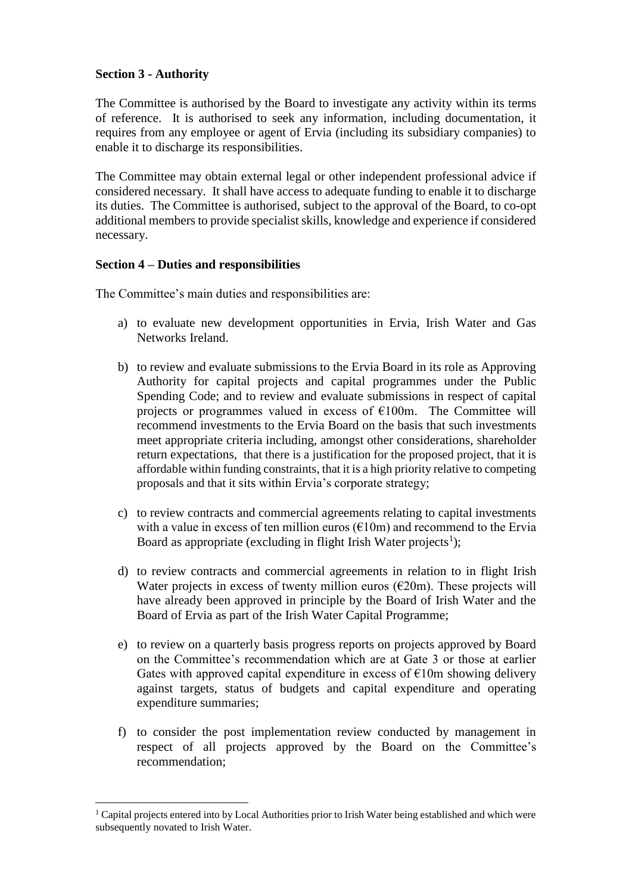**Section 3 - Authority**

The Committee is authorised by the Board to investigate any activity within its terms of reference. It is authorised to seek any information, including documentation, it requires from any employee or agent of Ervia (including its subsidiary companies) to enable it to discharge its responsibilities.

The Committee may obtain external legal or other independent professional advice if considered necessary. It shall have access to adequate funding to enable it to discharge its duties. The Committee is authorised, subject to the approval of the Board, to co-opt additional members to provide specialist skills, knowledge and experience if considered necessary.

**Section 4 – Duties and responsibilities**

The Committee's main duties and responsibilities are:

a) to evaluate new development opportunities in Ervia, Irish Water and Gas Networks Ireland.

b) to review and evaluate submissions to the Ervia Board in its role as Approving Authority for capital projects and capital programmes under the Public Spending Code; and to review and evaluate submissions in respect of capital projects or programmes valued in excess of €100m. The Committee will recommend investments to the Ervia Board on the basis that such investments meet appropriate criteria including, amongst other considerations, shareholder return expectations, that there is a justification for the proposed project, that it is affordable within funding constraints, that it is a high priority relative to competing proposals and that it sits within Ervia's corporate strategy;

c) to review contracts and commercial agreements relating to capital investments with a value in excess of ten million euros (€10m) and recommend to the Ervia Board as appropriate (excluding in flight Irish Water projects[1]);

d) to review contracts and commercial agreements in relation to in flight Irish Water projects in excess of twenty million euros (€20m). These projects will have already been approved in principle by the Board of Irish Water and the Board of Ervia as part of the Irish Water Capital Programme;

e) to review on a quarterly basis progress reports on projects approved by Board on the Committee's recommendation which are at Gate 3 or those at earlier Gates with approved capital expenditure in excess of €10m showing delivery against targets, status of budgets and capital expenditure and operating expenditure summaries;

f) to consider the post implementation review conducted by management in respect of all projects approved by the Board on the Committee's recommendation;

[1] Capital projects entered into by Local Authorities prior to Irish Water being established and which were subsequently novated to Irish Water.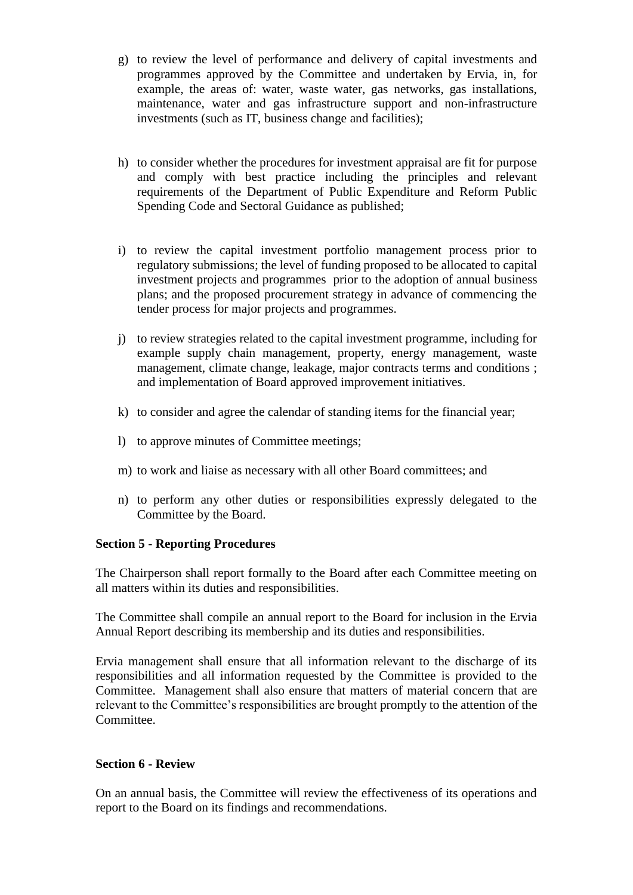g) to review the level of performance and delivery of capital investments and programmes approved by the Committee and undertaken by Ervia, in, for example, the areas of: water, waste water, gas networks, gas installations, maintenance, water and gas infrastructure support and non-infrastructure investments (such as IT, business change and facilities);

h) to consider whether the procedures for investment appraisal are fit for purpose and comply with best practice including the principles and relevant requirements of the Department of Public Expenditure and Reform Public Spending Code and Sectoral Guidance as published;

i) to review the capital investment portfolio management process prior to regulatory submissions; the level of funding proposed to be allocated to capital investment projects and programmes prior to the adoption of annual business plans; and the proposed procurement strategy in advance of commencing the tender process for major projects and programmes.

j) to review strategies related to the capital investment programme, including for example supply chain management, property, energy management, waste management, climate change, leakage, major contracts terms and conditions ; and implementation of Board approved improvement initiatives.

k) to consider and agree the calendar of standing items for the financial year;

l) to approve minutes of Committee meetings;

m) to work and liaise as necessary with all other Board committees; and

n) to perform any other duties or responsibilities expressly delegated to the Committee by the Board.

**Section 5 - Reporting Procedures**

The Chairperson shall report formally to the Board after each Committee meeting on all matters within its duties and responsibilities.

The Committee shall compile an annual report to the Board for inclusion in the Ervia Annual Report describing its membership and its duties and responsibilities.

Ervia management shall ensure that all information relevant to the discharge of its responsibilities and all information requested by the Committee is provided to the Committee. Management shall also ensure that matters of material concern that are relevant to the Committee's responsibilities are brought promptly to the attention of the Committee.

**Section 6 - Review**

On an annual basis, the Committee will review the effectiveness of its operations and report to the Board on its findings and recommendations.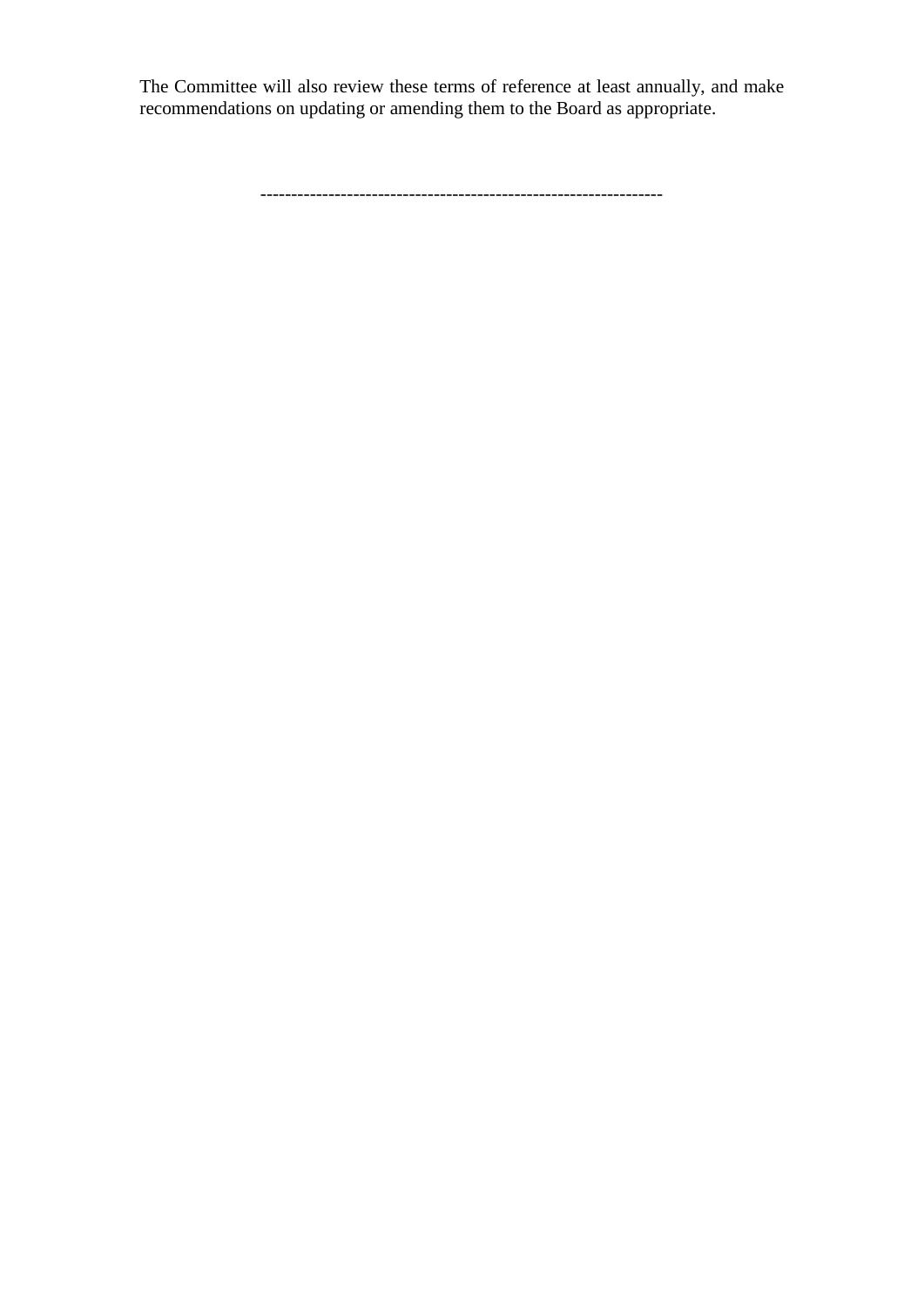The Committee will also review these terms of reference at least annually, and make recommendations on updating or amending them to the Board as appropriate.

-----------------------------------------------------------------